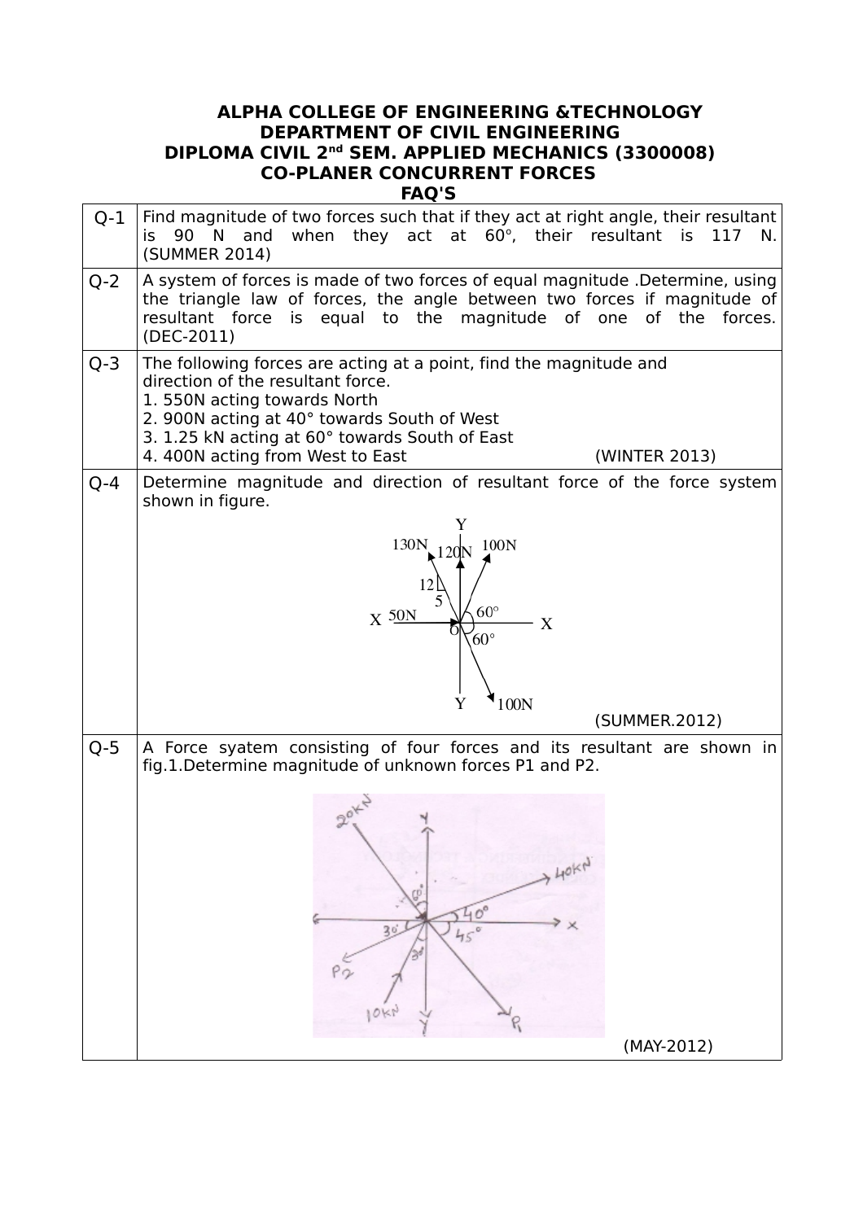**ALPHA COLLEGE OF ENGINEERING &TECHNOLOGY**
**DEPARTMENT OF CIVIL ENGINEERING**
**DIPLOMA CIVIL 2nd SEM. APPLIED MECHANICS (3300008)**
**CO-PLANER CONCURRENT FORCES**
**FAQ'S**

| | |
|---|---|
| Q-1 | Find magnitude of two forces such that if they act at right angle, their resultant is 90 N and when they act at 60°, their resultant is 117 N. (SUMMER 2014) |
| Q-2 | A system of forces is made of two forces of equal magnitude .Determine, using the triangle law of forces, the angle between two forces if magnitude of resultant force is equal to the magnitude of one of the forces. (DEC-2011) |
| Q-3 | The following forces are acting at a point, find the magnitude and direction of the resultant force.<br>1. 550N acting towards North<br>2. 900N acting at 40° towards South of West<br>3. 1.25 kN acting at 60° towards South of East<br>4. 400N acting from West to East (WINTER 2013) |
| Q-4 | Determine magnitude and direction of resultant force of the force system shown in figure.<br>(SUMMER.2012) |
| Q-5 | A Force syatem consisting of four forces and its resultant are shown in fig.1.Determine magnitude of unknown forces P1 and P2.<br>(MAY-2012) |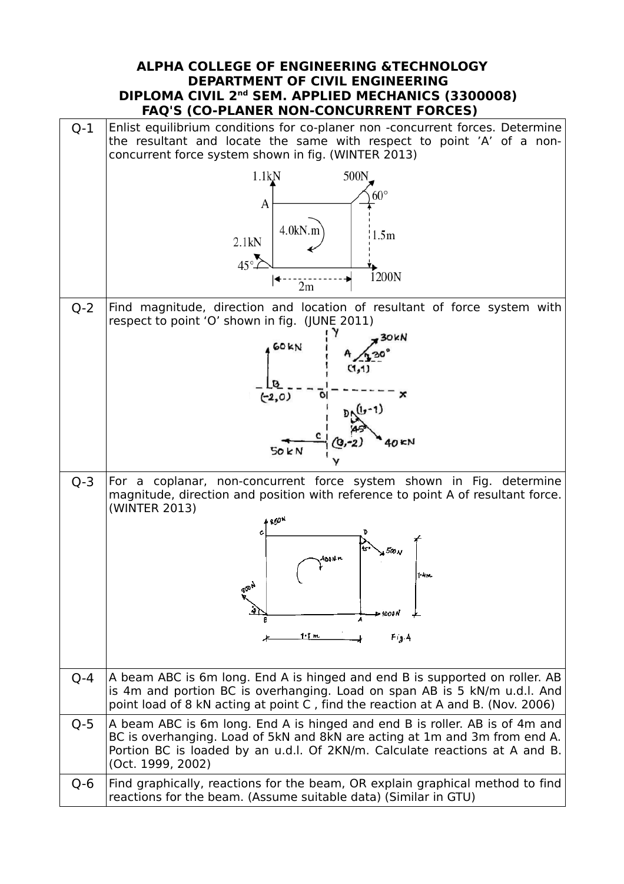# ALPHA COLLEGE OF ENGINEERING &TECHNOLOGY
## DEPARTMENT OF CIVIL ENGINEERING
## DIPLOMA CIVIL 2[nd] SEM. APPLIED MECHANICS (3300008)
## FAQ'S (CO-PLANER NON-CONCURRENT FORCES)

| | |
|---|---|
| Q-1 | Enlist equilibrium conditions for co-planer non -concurrent forces. Determine the resultant and locate the same with respect to point 'A' of a non-concurrent force system shown in fig. (WINTER 2013) |
| Q-2 | Find magnitude, direction and location of resultant of force system with respect to point 'O' shown in fig. (JUNE 2011) |
| Q-3 | For a coplanar, non-concurrent force system shown in Fig. determine magnitude, direction and position with reference to point A of resultant force. (WINTER 2013) |
| Q-4 | A beam ABC is 6m long. End A is hinged and end B is supported on roller. AB is 4m and portion BC is overhanging. Load on span AB is 5 kN/m u.d.l. And point load of 8 kN acting at point C , find the reaction at A and B. (Nov. 2006) |
| Q-5 | A beam ABC is 6m long. End A is hinged and end B is roller. AB is of 4m and BC is overhanging. Load of 5kN and 8kN are acting at 1m and 3m from end A. Portion BC is loaded by an u.d.l. Of 2KN/m. Calculate reactions at A and B. (Oct. 1999, 2002) |
| Q-6 | Find graphically, reactions for the beam, OR explain graphical method to find reactions for the beam. (Assume suitable data) (Similar in GTU) |